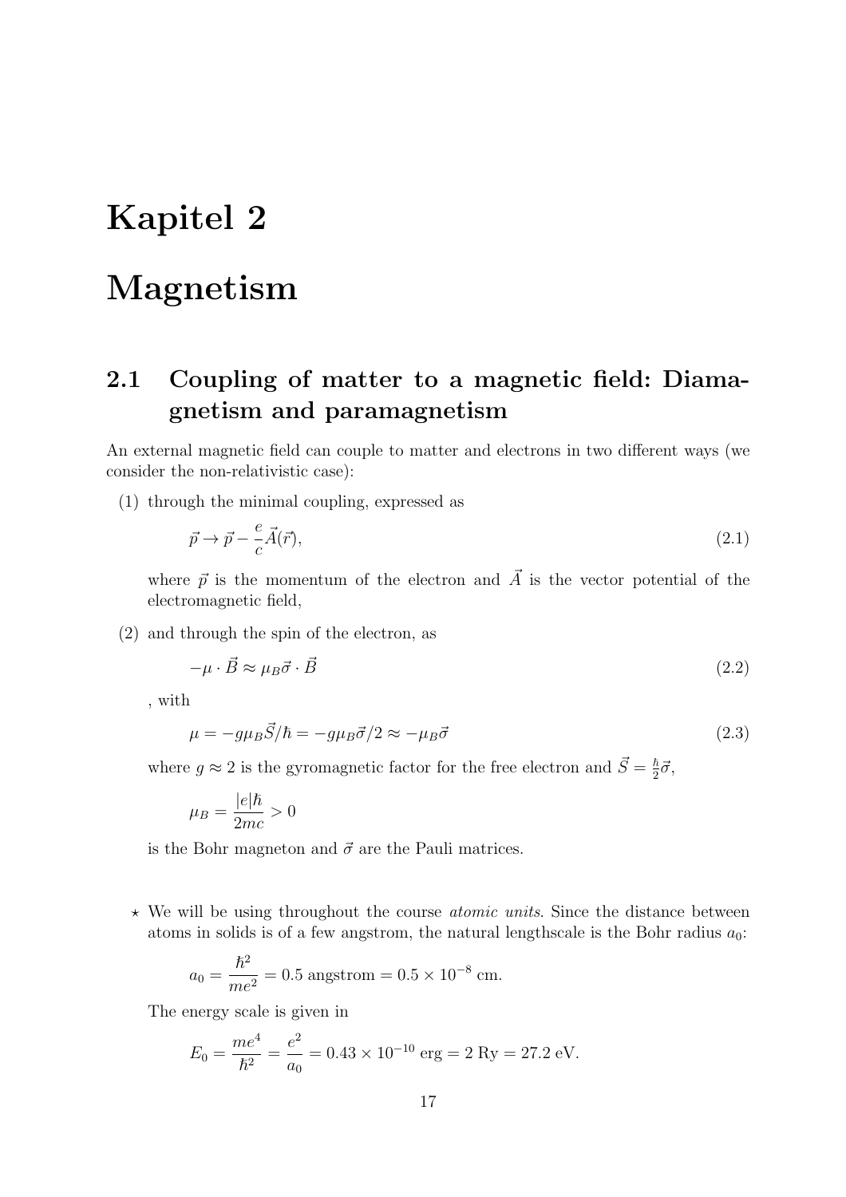# Kapitel 2

# Magnetism

## 2.1 Coupling of matter to a magnetic field: Diamagnetism and paramagnetism

An external magnetic field can couple to matter and electrons in two different ways (we consider the non-relativistic case):

(1) through the minimal coupling, expressed as

$$\vec{p} \to \vec{p} - \frac{e}{c}\vec{A}(\vec{r}), \tag{2.1}$$

where $\vec{p}$ is the momentum of the electron and $\vec{A}$ is the vector potential of the electromagnetic field,

(2) and through the spin of the electron, as

$$-\mu \cdot \vec{B} \approx \mu_B \vec{\sigma} \cdot \vec{B} \tag{2.2}$$

, with

$$\mu = -g\mu_B \vec{S}/\hbar = -g\mu_B \vec{\sigma}/2 \approx -\mu_B \vec{\sigma} \tag{2.3}$$

where $g \approx 2$ is the gyromagnetic factor for the free electron and $\vec{S} = \frac{\hbar}{2}\vec{\sigma}$,

$$\mu_B = \frac{|e|\hbar}{2mc} > 0$$

is the Bohr magneton and $\vec{\sigma}$ are the Pauli matrices.

⋆ We will be using throughout the course *atomic units*. Since the distance between atoms in solids is of a few angstrom, the natural lengthscale is the Bohr radius $a_0$:

$$a_0 = \frac{\hbar^2}{me^2} = 0.5 \text{ angstrom} = 0.5 \times 10^{-8} \text{ cm}.$$

The energy scale is given in

$$E_0 = \frac{me^4}{\hbar^2} = \frac{e^2}{a_0} = 0.43 \times 10^{-10} \text{ erg} = 2 \text{ Ry} = 27.2 \text{ eV}.$$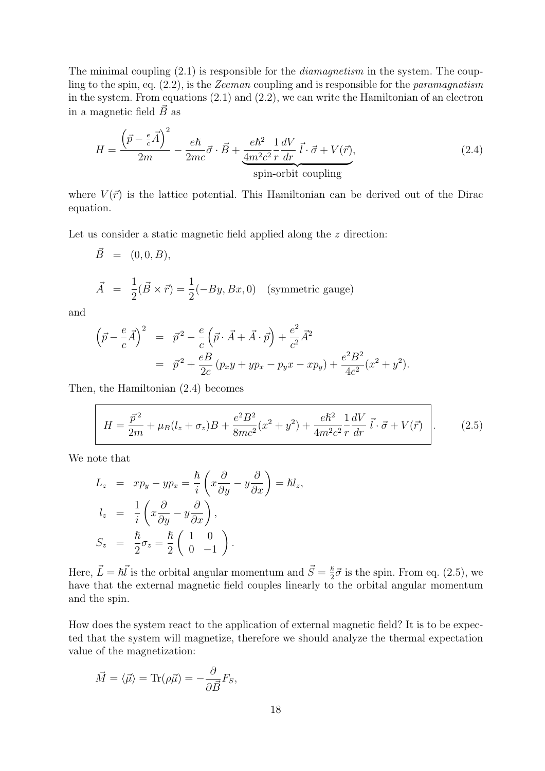The minimal coupling (2.1) is responsible for the *diamagnetism* in the system. The coupling to the spin, eq. (2.2), is the *Zeeman* coupling and is responsible for the *paramagnatism* in the system. From equations (2.1) and (2.2), we can write the Hamiltonian of an electron in a magnetic field $\vec{B}$ as

$$H = \frac{\left(\vec{p} - \frac{e}{c}\vec{A}\right)^2}{2m} - \frac{e\hbar}{2mc}\vec{\sigma}\cdot\vec{B} + \underbrace{\frac{e\hbar^2}{4m^2c^2}\frac{1}{r}\frac{dV}{dr}\,\vec{l}\cdot\vec{\sigma}}_{\text{spin-orbit coupling}} + V(\vec{r}), \tag{2.4}$$

where $V(\vec{r})$ is the lattice potential. This Hamiltonian can be derived out of the Dirac equation.

Let us consider a static magnetic field applied along the $z$ direction:

$$\begin{aligned}
\vec{B} &= (0, 0, B), \\
\vec{A} &= \frac{1}{2}(\vec{B}\times\vec{r}) = \frac{1}{2}(-By, Bx, 0) \quad \text{(symmetric gauge)}
\end{aligned}$$

and

$$\begin{aligned}
\left(\vec{p} - \frac{e}{c}\vec{A}\right)^2 &= \vec{p}^2 - \frac{e}{c}\left(\vec{p}\cdot\vec{A} + \vec{A}\cdot\vec{p}\right) + \frac{e^2}{c^2}\vec{A}^2 \\
&= \vec{p}^2 + \frac{eB}{2c}\left(p_x y + y p_x - p_y x - x p_y\right) + \frac{e^2B^2}{4c^2}(x^2 + y^2).
\end{aligned}$$

Then, the Hamiltonian (2.4) becomes

$$\boxed{H = \frac{\vec{p}^2}{2m} + \mu_B(l_z + \sigma_z)B + \frac{e^2B^2}{8mc^2}(x^2+y^2) + \frac{e\hbar^2}{4m^2c^2}\frac{1}{r}\frac{dV}{dr}\,\vec{l}\cdot\vec{\sigma} + V(\vec{r})}\,. \tag{2.5}$$

We note that

$$\begin{aligned}
L_z &= x p_y - y p_x = \frac{\hbar}{i}\left(x\frac{\partial}{\partial y} - y\frac{\partial}{\partial x}\right) = \hbar l_z, \\
l_z &= \frac{1}{i}\left(x\frac{\partial}{\partial y} - y\frac{\partial}{\partial x}\right), \\
S_z &= \frac{\hbar}{2}\sigma_z = \frac{\hbar}{2}\begin{pmatrix} 1 & 0 \\ 0 & -1 \end{pmatrix}.
\end{aligned}$$

Here, $\vec{L} = \hbar\vec{l}$ is the orbital angular momentum and $\vec{S} = \frac{\hbar}{2}\vec{\sigma}$ is the spin. From eq. (2.5), we have that the external magnetic field couples linearly to the orbital angular momentum and the spin.

How does the system react to the application of external magnetic field? It is to be expected that the system will magnetize, therefore we should analyze the thermal expectation value of the magnetization:

$$\vec{M} = \langle\vec{\mu}\rangle = \mathrm{Tr}(\rho\vec{\mu}) = -\frac{\partial}{\partial\vec{B}}F_S,$$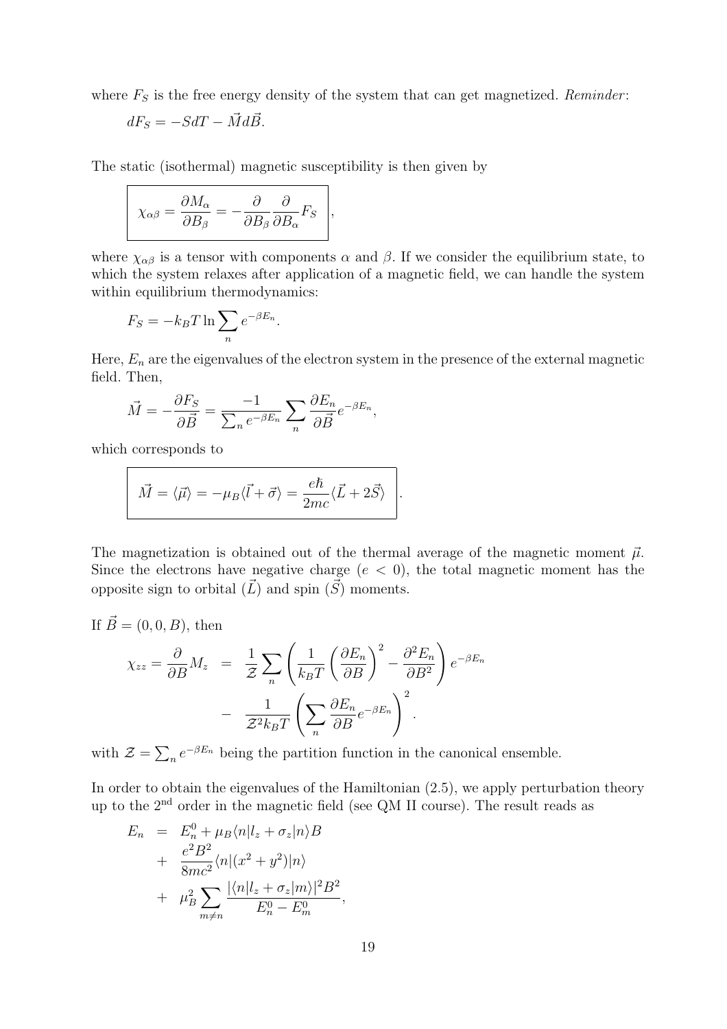where $F_S$ is the free energy density of the system that can get magnetized. *Reminder*:

$$dF_S = -SdT - \vec{M}d\vec{B}.$$

The static (isothermal) magnetic susceptibility is then given by

$$\boxed{\chi_{\alpha\beta} = \frac{\partial M_\alpha}{\partial B_\beta} = -\frac{\partial}{\partial B_\beta}\frac{\partial}{\partial B_\alpha}F_S},$$

where $\chi_{\alpha\beta}$ is a tensor with components $\alpha$ and $\beta$. If we consider the equilibrium state, to which the system relaxes after application of a magnetic field, we can handle the system within equilibrium thermodynamics:

$$F_S = -k_B T \ln \sum_n e^{-\beta E_n}.$$

Here, $E_n$ are the eigenvalues of the electron system in the presence of the external magnetic field. Then,

$$\vec{M} = -\frac{\partial F_S}{\partial \vec{B}} = \frac{-1}{\sum_n e^{-\beta E_n}} \sum_n \frac{\partial E_n}{\partial \vec{B}} e^{-\beta E_n},$$

which corresponds to

$$\boxed{\vec{M} = \langle \vec{\mu} \rangle = -\mu_B \langle \vec{l} + \vec{\sigma} \rangle = \frac{e\hbar}{2mc}\langle \vec{L} + 2\vec{S} \rangle}.$$

The magnetization is obtained out of the thermal average of the magnetic moment $\vec{\mu}$. Since the electrons have negative charge ($e < 0$), the total magnetic moment has the opposite sign to orbital ($\vec{L}$) and spin ($\vec{S}$) moments.

If $\vec{B} = (0, 0, B)$, then

$$\begin{aligned}
\chi_{zz} = \frac{\partial}{\partial B} M_z &= \frac{1}{\mathcal{Z}} \sum_n \left( \frac{1}{k_B T} \left( \frac{\partial E_n}{\partial B} \right)^2 - \frac{\partial^2 E_n}{\partial B^2} \right) e^{-\beta E_n} \\
&- \frac{1}{\mathcal{Z}^2 k_B T} \left( \sum_n \frac{\partial E_n}{\partial B} e^{-\beta E_n} \right)^2.
\end{aligned}$$

with $\mathcal{Z} = \sum_n e^{-\beta E_n}$ being the partition function in the canonical ensemble.

In order to obtain the eigenvalues of the Hamiltonian (2.5), we apply perturbation theory up to the $2^{\text{nd}}$ order in the magnetic field (see QM II course). The result reads as

$$\begin{aligned}
E_n &= E_n^0 + \mu_B \langle n | l_z + \sigma_z | n \rangle B \\
&+ \frac{e^2 B^2}{8mc^2} \langle n | (x^2 + y^2) | n \rangle \\
&+ \mu_B^2 \sum_{m \neq n} \frac{|\langle n | l_z + \sigma_z | m \rangle|^2 B^2}{E_n^0 - E_m^0},
\end{aligned}$$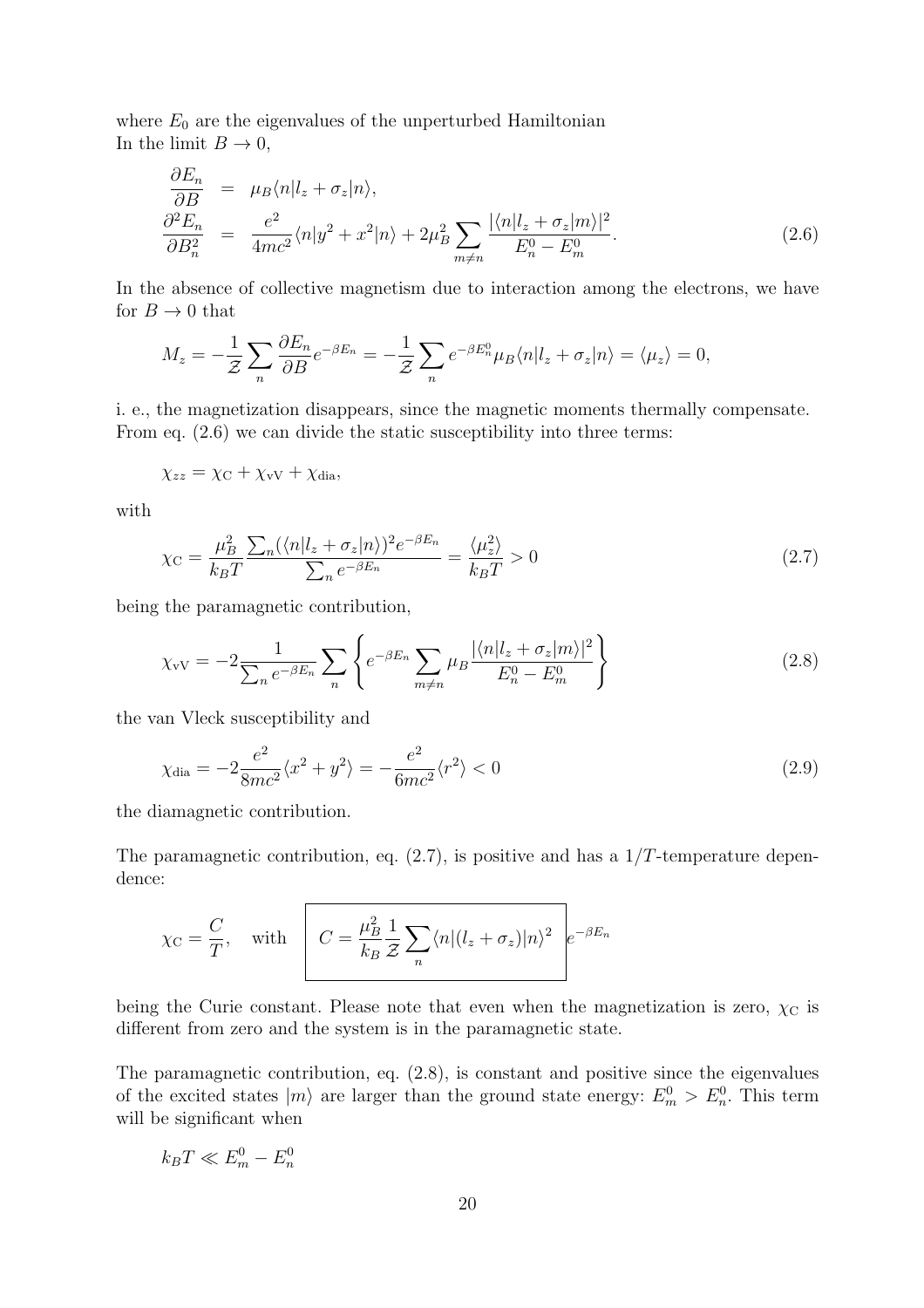where $E_0$ are the eigenvalues of the unperturbed Hamiltonian
In the limit $B \to 0$,

$$
\begin{aligned}
\frac{\partial E_n}{\partial B} &= \mu_B \langle n | l_z + \sigma_z | n \rangle, \\
\frac{\partial^2 E_n}{\partial B_n^2} &= \frac{e^2}{4mc^2} \langle n | y^2 + x^2 | n \rangle + 2\mu_B^2 \sum_{m \neq n} \frac{|\langle n | l_z + \sigma_z | m \rangle|^2}{E_n^0 - E_m^0}.
\end{aligned}
\tag{2.6}
$$

In the absence of collective magnetism due to interaction among the electrons, we have for $B \to 0$ that

$$
M_z = -\frac{1}{\mathcal{Z}} \sum_n \frac{\partial E_n}{\partial B} e^{-\beta E_n} = -\frac{1}{\mathcal{Z}} \sum_n e^{-\beta E_n^0} \mu_B \langle n | l_z + \sigma_z | n \rangle = \langle \mu_z \rangle = 0,
$$

i. e., the magnetization disappears, since the magnetic moments thermally compensate. From eq. (2.6) we can divide the static susceptibility into three terms:

$$
\chi_{zz} = \chi_{\mathrm{C}} + \chi_{\mathrm{vV}} + \chi_{\mathrm{dia}},
$$

with

$$
\chi_{\mathrm{C}} = \frac{\mu_B^2}{k_B T} \frac{\sum_n (\langle n | l_z + \sigma_z | n \rangle)^2 e^{-\beta E_n}}{\sum_n e^{-\beta E_n}} = \frac{\langle \mu_z^2 \rangle}{k_B T} > 0 \tag{2.7}
$$

being the paramagnetic contribution,

$$
\chi_{\mathrm{vV}} = -2 \frac{1}{\sum_n e^{-\beta E_n}} \sum_n \left\{ e^{-\beta E_n} \sum_{m \neq n} \mu_B \frac{|\langle n | l_z + \sigma_z | m \rangle|^2}{E_n^0 - E_m^0} \right\} \tag{2.8}
$$

the van Vleck susceptibility and

$$
\chi_{\mathrm{dia}} = -2 \frac{e^2}{8mc^2} \langle x^2 + y^2 \rangle = -\frac{e^2}{6mc^2} \langle r^2 \rangle < 0 \tag{2.9}
$$

the diamagnetic contribution.

The paramagnetic contribution, eq. (2.7), is positive and has a $1/T$-temperature dependence:

$$
\chi_{\mathrm{C}} = \frac{C}{T}, \quad \text{with} \quad \boxed{C = \frac{\mu_B^2}{k_B} \frac{1}{\mathcal{Z}} \sum_n \langle n | (l_z + \sigma_z) | n \rangle^2} \; e^{-\beta E_n}
$$

being the Curie constant. Please note that even when the magnetization is zero, $\chi_{\mathrm{C}}$ is different from zero and the system is in the paramagnetic state.

The paramagnetic contribution, eq. (2.8), is constant and positive since the eigenvalues of the excited states $|m\rangle$ are larger than the ground state energy: $E_m^0 > E_n^0$. This term will be significant when

$$
k_B T \ll E_m^0 - E_n^0
$$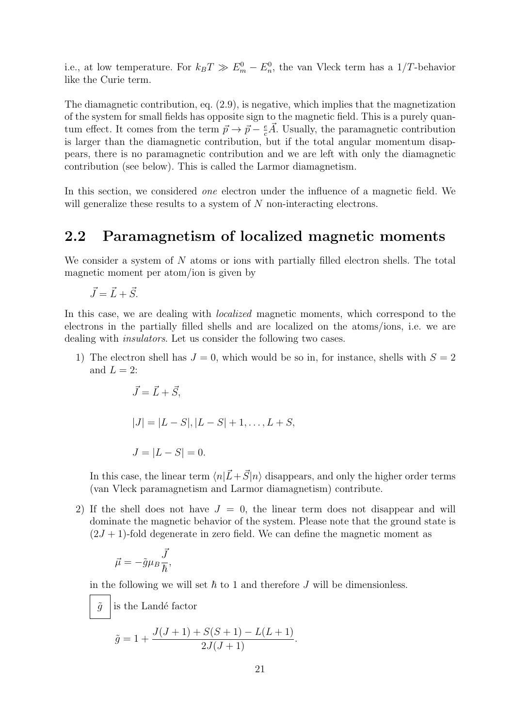i.e., at low temperature. For $k_B T \gg E_m^0 - E_n^0$, the van Vleck term has a $1/T$-behavior like the Curie term.

The diamagnetic contribution, eq. (2.9), is negative, which implies that the magnetization of the system for small fields has opposite sign to the magnetic field. This is a purely quantum effect. It comes from the term $\vec{p} \to \vec{p} - \frac{e}{c}\vec{A}$. Usually, the paramagnetic contribution is larger than the diamagnetic contribution, but if the total angular momentum disappears, there is no paramagnetic contribution and we are left with only the diamagnetic contribution (see below). This is called the Larmor diamagnetism.

In this section, we considered *one* electron under the influence of a magnetic field. We will generalize these results to a system of $N$ non-interacting electrons.

## 2.2 Paramagnetism of localized magnetic moments

We consider a system of $N$ atoms or ions with partially filled electron shells. The total magnetic moment per atom/ion is given by

$$\vec{J} = \vec{L} + \vec{S}.$$

In this case, we are dealing with *localized* magnetic moments, which correspond to the electrons in the partially filled shells and are localized on the atoms/ions, i.e. we are dealing with *insulators*. Let us consider the following two cases.

1) The electron shell has $J = 0$, which would be so in, for instance, shells with $S = 2$ and $L = 2$:

$$\vec{J} = \vec{L} + \vec{S},$$

$$|J| = |L - S|, |L - S| + 1, \ldots, L + S,$$

$$J = |L - S| = 0.$$

In this case, the linear term $\langle n|\vec{L} + \vec{S}|n\rangle$ disappears, and only the higher order terms (van Vleck paramagnetism and Larmor diamagnetism) contribute.

2) If the shell does not have $J = 0$, the linear term does not disappear and will dominate the magnetic behavior of the system. Please note that the ground state is $(2J + 1)$-fold degenerate in zero field. We can define the magnetic moment as

$$\vec{\mu} = -\tilde{g}\mu_B \frac{\vec{J}}{\hbar},$$

in the following we will set $\hbar$ to 1 and therefore $J$ will be dimensionless.

$\boxed{\tilde{g}}$ is the Landé factor

$$\tilde{g} = 1 + \frac{J(J+1) + S(S+1) - L(L+1)}{2J(J+1)}.$$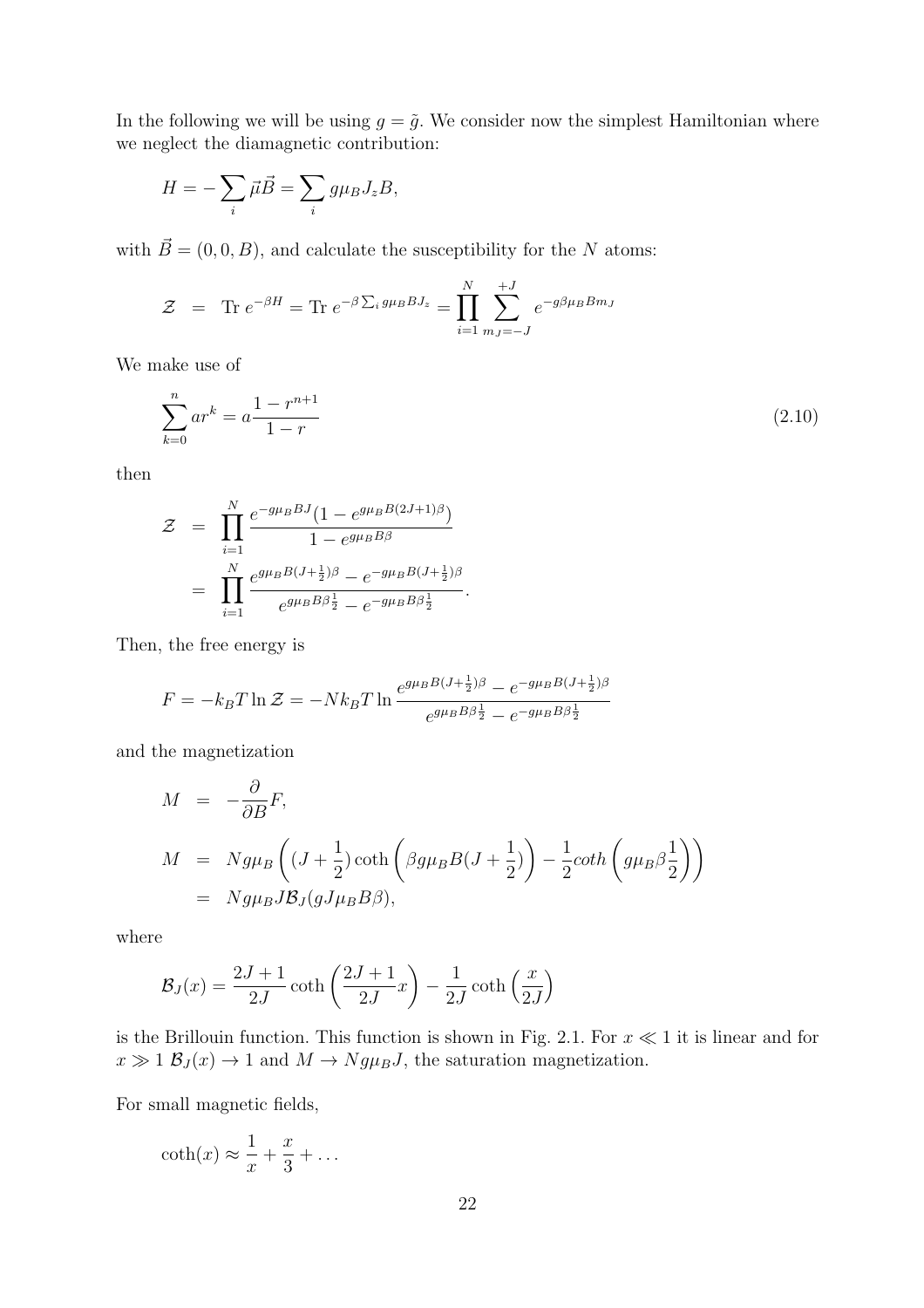In the following we will be using $g = \tilde{g}$. We consider now the simplest Hamiltonian where we neglect the diamagnetic contribution:

$$H = -\sum_i \vec{\mu}\vec{B} = \sum_i g\mu_B J_z B,$$

with $\vec{B} = (0, 0, B)$, and calculate the susceptibility for the $N$ atoms:

$$\mathcal{Z} \;=\; \text{Tr}\; e^{-\beta H} = \text{Tr}\; e^{-\beta \sum_i g\mu_B B J_z} = \prod_{i=1}^{N} \sum_{m_J=-J}^{+J} e^{-g\beta\mu_B B m_J}$$

We make use of

$$\sum_{k=0}^{n} ar^k = a\frac{1-r^{n+1}}{1-r} \tag{2.10}$$

then

$$\begin{aligned}
\mathcal{Z} &= \prod_{i=1}^{N} \frac{e^{-g\mu_B BJ}(1 - e^{g\mu_B B(2J+1)\beta})}{1 - e^{g\mu_B B\beta}} \\
&= \prod_{i=1}^{N} \frac{e^{g\mu_B B(J+\frac{1}{2})\beta} - e^{-g\mu_B B(J+\frac{1}{2})\beta}}{e^{g\mu_B B\beta\frac{1}{2}} - e^{-g\mu_B B\beta\frac{1}{2}}}.
\end{aligned}$$

Then, the free energy is

$$F = -k_B T \ln \mathcal{Z} = -Nk_B T \ln \frac{e^{g\mu_B B(J+\frac{1}{2})\beta} - e^{-g\mu_B B(J+\frac{1}{2})\beta}}{e^{g\mu_B B\beta\frac{1}{2}} - e^{-g\mu_B B\beta\frac{1}{2}}}$$

and the magnetization

$$\begin{aligned}
M &= -\frac{\partial}{\partial B}F, \\
M &= Ng\mu_B\left((J+\frac{1}{2})\coth\left(\beta g\mu_B B(J+\frac{1}{2})\right) - \frac{1}{2}coth\left(g\mu_B\beta\frac{1}{2}\right)\right) \\
&= Ng\mu_B J\mathcal{B}_J(gJ\mu_B B\beta),
\end{aligned}$$

where

$$\mathcal{B}_J(x) = \frac{2J+1}{2J}\coth\left(\frac{2J+1}{2J}x\right) - \frac{1}{2J}\coth\left(\frac{x}{2J}\right)$$

is the Brillouin function. This function is shown in Fig. 2.1. For $x \ll 1$ it is linear and for $x \gg 1$ $\mathcal{B}_J(x) \to 1$ and $M \to Ng\mu_B J$, the saturation magnetization.

For small magnetic fields,

$$\coth(x) \approx \frac{1}{x} + \frac{x}{3} + \dots$$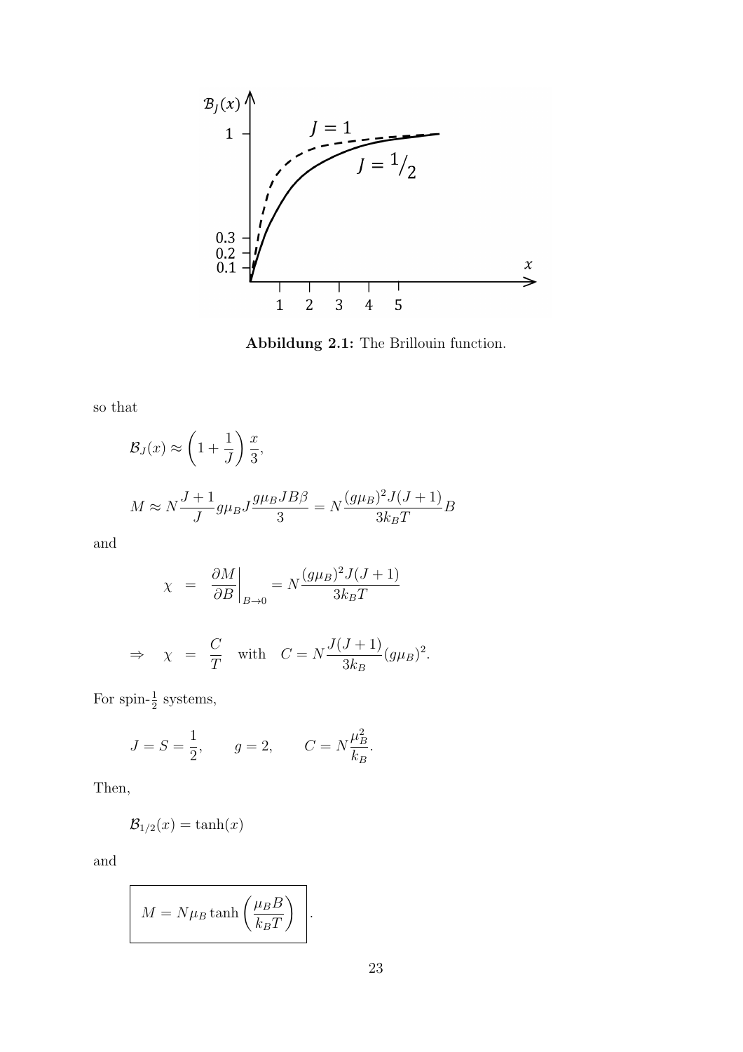**Abbildung 2.1:** The Brillouin function.

so that

$$\mathcal{B}_J(x) \approx \left(1 + \frac{1}{J}\right)\frac{x}{3},$$

$$M \approx N\frac{J+1}{J} g\mu_B J \frac{g\mu_B J B \beta}{3} = N\frac{(g\mu_B)^2 J(J+1)}{3k_B T} B$$

and

$$\chi = \left.\frac{\partial M}{\partial B}\right|_{B\to 0} = N\frac{(g\mu_B)^2 J(J+1)}{3k_B T}$$

$$\Rightarrow \quad \chi = \frac{C}{T} \quad \text{with} \quad C = N\frac{J(J+1)}{3k_B}(g\mu_B)^2.$$

For spin-$\frac{1}{2}$ systems,

$$J = S = \frac{1}{2}, \qquad g = 2, \qquad C = N\frac{\mu_B^2}{k_B}.$$

Then,

$$\mathcal{B}_{1/2}(x) = \tanh(x)$$

and

$$\boxed{M = N\mu_B \tanh\left(\frac{\mu_B B}{k_B T}\right)}\ .$$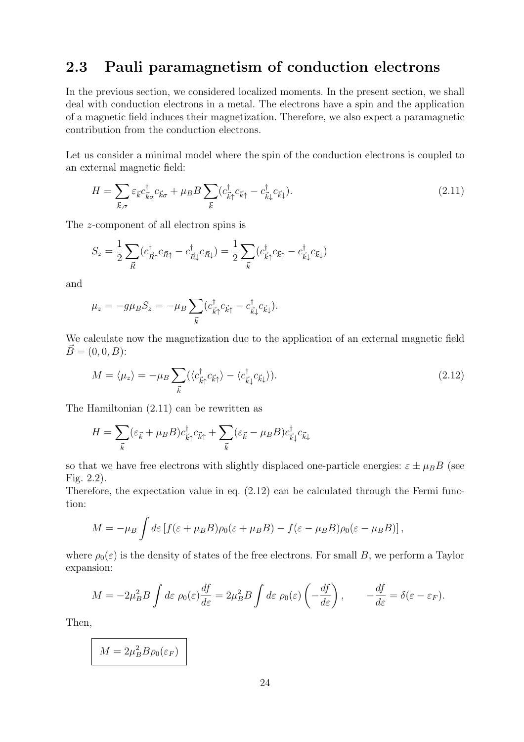## 2.3 Pauli paramagnetism of conduction electrons

In the previous section, we considered localized moments. In the present section, we shall deal with conduction electrons in a metal. The electrons have a spin and the application of a magnetic field induces their magnetization. Therefore, we also expect a paramagnetic contribution from the conduction electrons.

Let us consider a minimal model where the spin of the conduction electrons is coupled to an external magnetic field:

$$H = \sum_{\vec{k},\sigma} \varepsilon_{\vec{k}} c^\dagger_{\vec{k}\sigma} c_{\vec{k}\sigma} + \mu_B B \sum_{\vec{k}} (c^\dagger_{\vec{k}\uparrow} c_{\vec{k}\uparrow} - c^\dagger_{\vec{k}\downarrow} c_{\vec{k}\downarrow}). \tag{2.11}$$

The $z$-component of all electron spins is

$$S_z = \frac{1}{2} \sum_{\vec{R}} (c^\dagger_{\vec{R}\uparrow} c_{\vec{R}\uparrow} - c^\dagger_{\vec{R}\downarrow} c_{\vec{R}\downarrow}) = \frac{1}{2} \sum_{\vec{k}} (c^\dagger_{\vec{k}\uparrow} c_{\vec{k}\uparrow} - c^\dagger_{\vec{k}\downarrow} c_{\vec{k}\downarrow})$$

and

$$\mu_z = -g\mu_B S_z = -\mu_B \sum_{\vec{k}} (c^\dagger_{\vec{k}\uparrow} c_{\vec{k}\uparrow} - c^\dagger_{\vec{k}\downarrow} c_{\vec{k}\downarrow}).$$

We calculate now the magnetization due to the application of an external magnetic field $\vec{B} = (0, 0, B)$:

$$M = \langle \mu_z \rangle = -\mu_B \sum_{\vec{k}} (\langle c^\dagger_{\vec{k}\uparrow} c_{\vec{k}\uparrow} \rangle - \langle c^\dagger_{\vec{k}\downarrow} c_{\vec{k}\downarrow} \rangle). \tag{2.12}$$

The Hamiltonian (2.11) can be rewritten as

$$H = \sum_{\vec{k}} (\varepsilon_{\vec{k}} + \mu_B B) c^\dagger_{\vec{k}\uparrow} c_{\vec{k}\uparrow} + \sum_{\vec{k}} (\varepsilon_{\vec{k}} - \mu_B B) c^\dagger_{\vec{k}\downarrow} c_{\vec{k}\downarrow}$$

so that we have free electrons with slightly displaced one-particle energies: $\varepsilon \pm \mu_B B$ (see Fig. 2.2).

Therefore, the expectation value in eq. (2.12) can be calculated through the Fermi function:

$$M = -\mu_B \int d\varepsilon \left[ f(\varepsilon + \mu_B B) \rho_0(\varepsilon + \mu_B B) - f(\varepsilon - \mu_B B) \rho_0(\varepsilon - \mu_B B) \right],$$

where $\rho_0(\varepsilon)$ is the density of states of the free electrons. For small $B$, we perform a Taylor expansion:

$$M = -2\mu_B^2 B \int d\varepsilon \; \rho_0(\varepsilon) \frac{df}{d\varepsilon} = 2\mu_B^2 B \int d\varepsilon \; \rho_0(\varepsilon) \left( -\frac{df}{d\varepsilon} \right), \qquad -\frac{df}{d\varepsilon} = \delta(\varepsilon - \varepsilon_F).$$

Then,

$$\boxed{M = 2\mu_B^2 B \rho_0(\varepsilon_F)}$$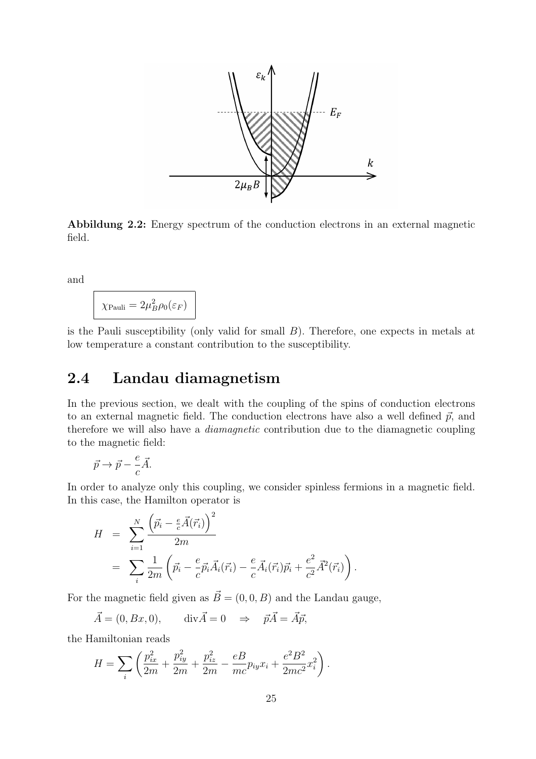**Abbildung 2.2:** Energy spectrum of the conduction electrons in an external magnetic field.

and

$$\boxed{\chi_{\text{Pauli}} = 2\mu_B^2 \rho_0(\varepsilon_F)}$$

is the Pauli susceptibility (only valid for small $B$). Therefore, one expects in metals at low temperature a constant contribution to the susceptibility.

## 2.4 Landau diamagnetism

In the previous section, we dealt with the coupling of the spins of conduction electrons to an external magnetic field. The conduction electrons have also a well defined $\vec{p}$, and therefore we will also have a *diamagnetic* contribution due to the diamagnetic coupling to the magnetic field:

$$\vec{p} \to \vec{p} - \frac{e}{c}\vec{A}.$$

In order to analyze only this coupling, we consider spinless fermions in a magnetic field. In this case, the Hamilton operator is

$$\begin{aligned}
H &= \sum_{i=1}^{N} \frac{\left(\vec{p}_i - \frac{e}{c}\vec{A}(\vec{r}_i)\right)^2}{2m} \\
&= \sum_i \frac{1}{2m}\left(\vec{p}_i - \frac{e}{c}\vec{p}_i\vec{A}_i(\vec{r}_i) - \frac{e}{c}\vec{A}_i(\vec{r}_i)\vec{p}_i + \frac{e^2}{c^2}\vec{A}^2(\vec{r}_i)\right).
\end{aligned}$$

For the magnetic field given as $\vec{B} = (0, 0, B)$ and the Landau gauge,

$$\vec{A} = (0, Bx, 0), \qquad \text{div}\vec{A} = 0 \quad \Rightarrow \quad \vec{p}\vec{A} = \vec{A}\vec{p},$$

the Hamiltonian reads

$$H = \sum_i \left(\frac{p_{ix}^2}{2m} + \frac{p_{iy}^2}{2m} + \frac{p_{iz}^2}{2m} - \frac{eB}{mc}p_{iy}x_i + \frac{e^2B^2}{2mc^2}x_i^2\right).$$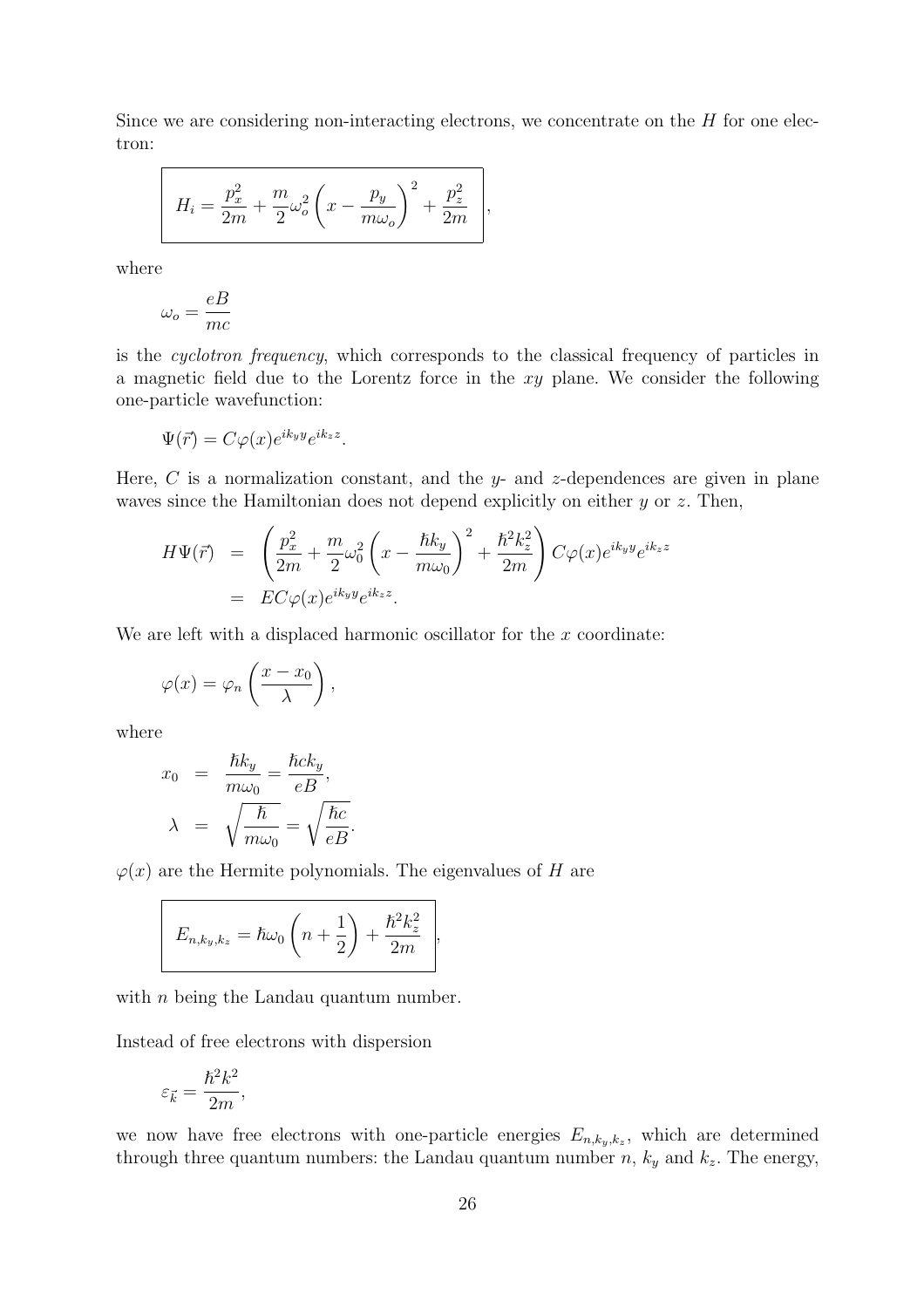Since we are considering non-interacting electrons, we concentrate on the $H$ for one electron:

$$\boxed{H_i = \frac{p_x^2}{2m} + \frac{m}{2}\omega_o^2 \left( x - \frac{p_y}{m\omega_o} \right)^2 + \frac{p_z^2}{2m}},$$

where

$$\omega_o = \frac{eB}{mc}$$

is the *cyclotron frequency*, which corresponds to the classical frequency of particles in a magnetic field due to the Lorentz force in the $xy$ plane. We consider the following one-particle wavefunction:

$$\Psi(\vec{r}) = C\varphi(x)e^{ik_y y}e^{ik_z z}.$$

Here, $C$ is a normalization constant, and the $y$- and $z$-dependences are given in plane waves since the Hamiltonian does not depend explicitly on either $y$ or $z$. Then,

$$\begin{aligned}
H\Psi(\vec{r}) &= \left( \frac{p_x^2}{2m} + \frac{m}{2}\omega_0^2 \left( x - \frac{\hbar k_y}{m\omega_0} \right)^2 + \frac{\hbar^2 k_z^2}{2m} \right) C\varphi(x)e^{ik_y y}e^{ik_z z} \\
&= EC\varphi(x)e^{ik_y y}e^{ik_z z}.
\end{aligned}$$

We are left with a displaced harmonic oscillator for the $x$ coordinate:

$$\varphi(x) = \varphi_n \left( \frac{x - x_0}{\lambda} \right),$$

where

$$\begin{aligned}
x_0 &= \frac{\hbar k_y}{m\omega_0} = \frac{\hbar c k_y}{eB}, \\
\lambda &= \sqrt{\frac{\hbar}{m\omega_0}} = \sqrt{\frac{\hbar c}{eB}}.
\end{aligned}$$

$\varphi(x)$ are the Hermite polynomials. The eigenvalues of $H$ are

$$\boxed{E_{n,k_y,k_z} = \hbar\omega_0 \left( n + \frac{1}{2} \right) + \frac{\hbar^2 k_z^2}{2m}},$$

with $n$ being the Landau quantum number.

Instead of free electrons with dispersion

$$\varepsilon_{\vec{k}} = \frac{\hbar^2 k^2}{2m},$$

we now have free electrons with one-particle energies $E_{n,k_y,k_z}$, which are determined through three quantum numbers: the Landau quantum number $n$, $k_y$ and $k_z$. The energy,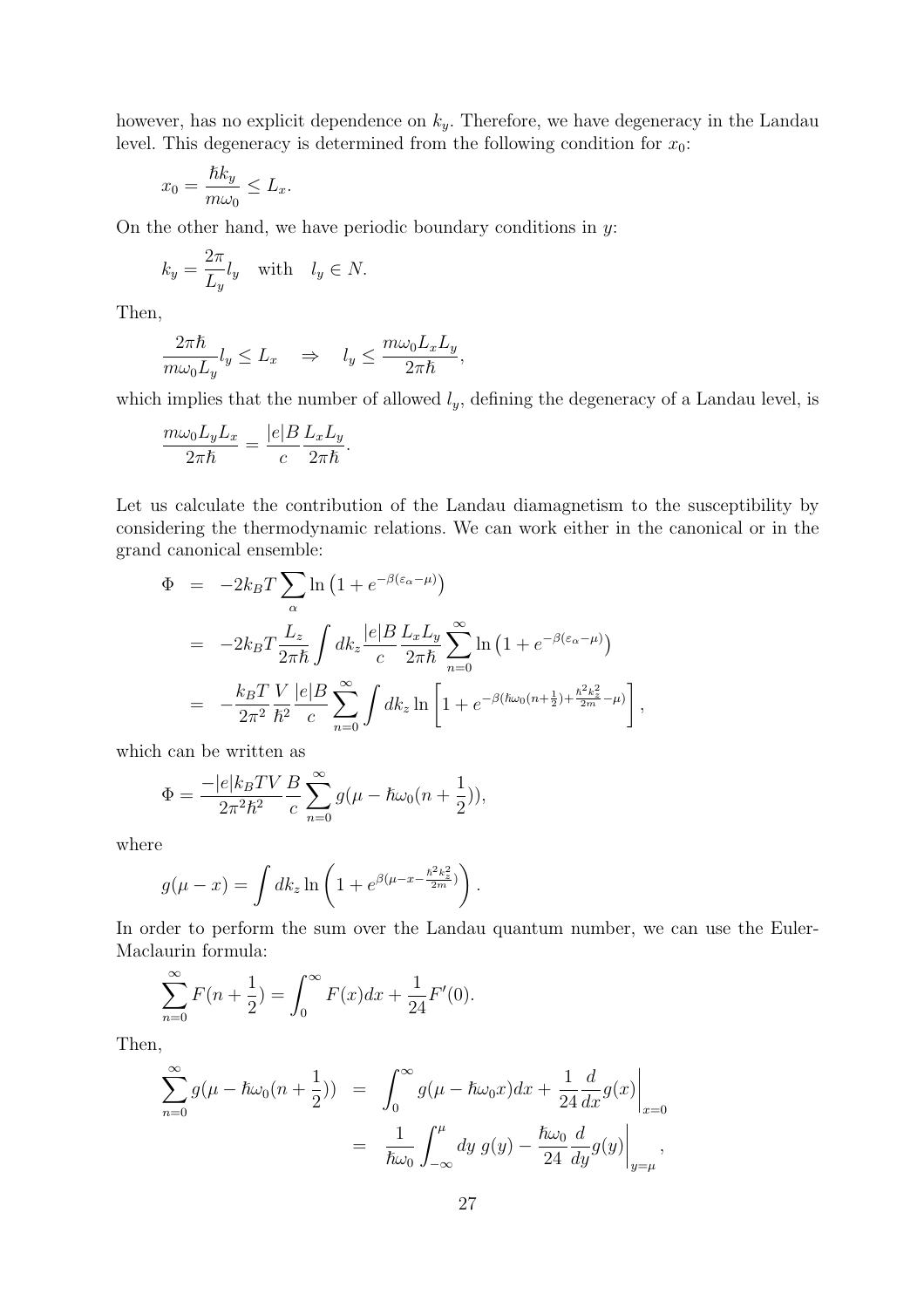however, has no explicit dependence on $k_y$. Therefore, we have degeneracy in the Landau level. This degeneracy is determined from the following condition for $x_0$:

$$x_0 = \frac{\hbar k_y}{m\omega_0} \leq L_x.$$

On the other hand, we have periodic boundary conditions in $y$:

$$k_y = \frac{2\pi}{L_y} l_y \quad \text{with} \quad l_y \in N.$$

Then,

$$\frac{2\pi\hbar}{m\omega_0 L_y} l_y \leq L_x \quad \Rightarrow \quad l_y \leq \frac{m\omega_0 L_x L_y}{2\pi\hbar},$$

which implies that the number of allowed $l_y$, defining the degeneracy of a Landau level, is

$$\frac{m\omega_0 L_y L_x}{2\pi\hbar} = \frac{|e|B}{c} \frac{L_x L_y}{2\pi\hbar}.$$

Let us calculate the contribution of the Landau diamagnetism to the susceptibility by considering the thermodynamic relations. We can work either in the canonical or in the grand canonical ensemble:

$$\begin{aligned}
\Phi &= -2k_B T \sum_\alpha \ln\left(1 + e^{-\beta(\varepsilon_\alpha - \mu)}\right) \\
&= -2k_B T \frac{L_z}{2\pi\hbar} \int dk_z \frac{|e|B}{c} \frac{L_x L_y}{2\pi\hbar} \sum_{n=0}^{\infty} \ln\left(1 + e^{-\beta(\varepsilon_\alpha - \mu)}\right) \\
&= -\frac{k_B T}{2\pi^2} \frac{V}{\hbar^2} \frac{|e|B}{c} \sum_{n=0}^{\infty} \int dk_z \ln\left[1 + e^{-\beta(\hbar\omega_0(n+\frac{1}{2}) + \frac{\hbar^2 k_z^2}{2m} - \mu)}\right],
\end{aligned}$$

which can be written as

$$\Phi = \frac{-|e|k_B T V}{2\pi^2\hbar^2} \frac{B}{c} \sum_{n=0}^{\infty} g(\mu - \hbar\omega_0(n + \frac{1}{2})),$$

where

$$g(\mu - x) = \int dk_z \ln\left(1 + e^{\beta(\mu - x - \frac{\hbar^2 k_z^2}{2m})}\right).$$

In order to perform the sum over the Landau quantum number, we can use the Euler-Maclaurin formula:

$$\sum_{n=0}^{\infty} F(n + \frac{1}{2}) = \int_0^\infty F(x)dx + \frac{1}{24}F'(0).$$

Then,

$$\begin{aligned}
\sum_{n=0}^{\infty} g(\mu - \hbar\omega_0(n + \frac{1}{2})) &= \int_0^\infty g(\mu - \hbar\omega_0 x)dx + \frac{1}{24}\frac{d}{dx}g(x)\bigg|_{x=0} \\
&= \frac{1}{\hbar\omega_0}\int_{-\infty}^{\mu} dy\, g(y) - \frac{\hbar\omega_0}{24}\frac{d}{dy}g(y)\bigg|_{y=\mu},
\end{aligned}$$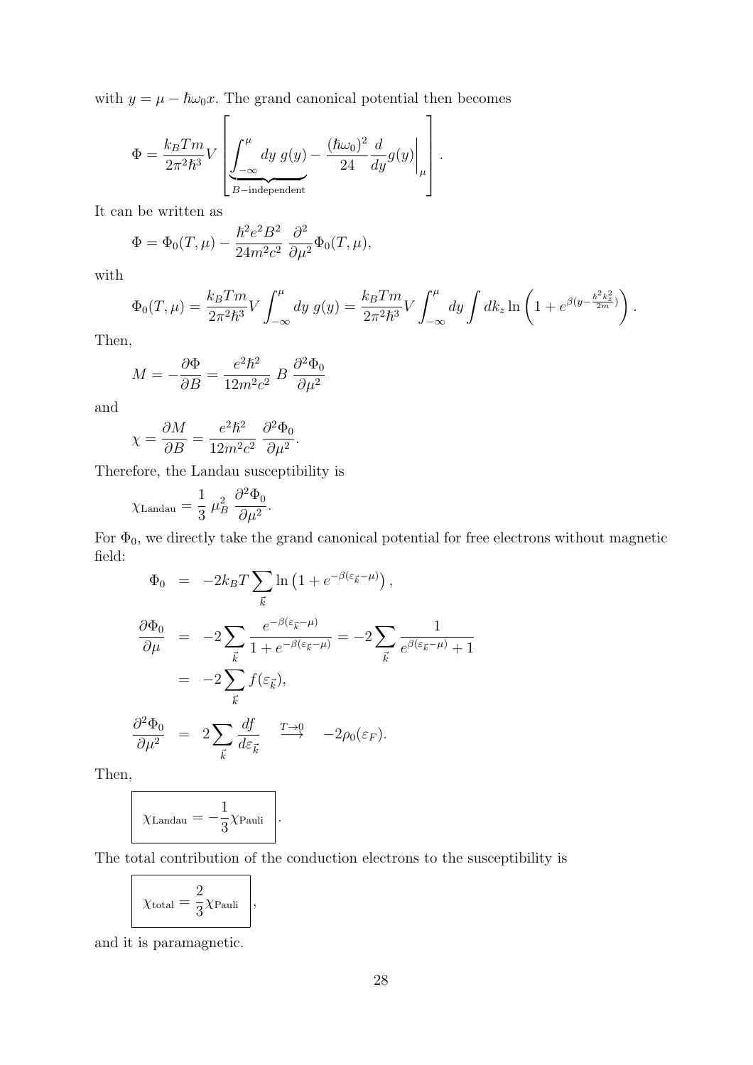with $y = \mu - \hbar\omega_0 x$. The grand canonical potential then becomes

$$\Phi = \frac{k_B T m}{2\pi^2\hbar^3} V \left[ \underbrace{\int_{-\infty}^{\mu} dy\; g(y)}_{B-\text{independent}} - \frac{(\hbar\omega_0)^2}{24} \frac{d}{dy} g(y)\Big|_{\mu} \right].$$

It can be written as

$$\Phi = \Phi_0(T,\mu) - \frac{\hbar^2 e^2 B^2}{24 m^2 c^2}\; \frac{\partial^2}{\partial \mu^2} \Phi_0(T,\mu),$$

with

$$\Phi_0(T,\mu) = \frac{k_B T m}{2\pi^2\hbar^3} V \int_{-\infty}^{\mu} dy\; g(y) = \frac{k_B T m}{2\pi^2\hbar^3} V \int_{-\infty}^{\mu} dy \int dk_z \ln\left(1 + e^{\beta(y - \frac{\hbar^2 k_z^2}{2m})}\right).$$

Then,

$$M = -\frac{\partial \Phi}{\partial B} = \frac{e^2\hbar^2}{12 m^2 c^2}\; B\; \frac{\partial^2 \Phi_0}{\partial \mu^2}$$

and

$$\chi = \frac{\partial M}{\partial B} = \frac{e^2\hbar^2}{12 m^2 c^2}\; \frac{\partial^2 \Phi_0}{\partial \mu^2}.$$

Therefore, the Landau susceptibility is

$$\chi_{\text{Landau}} = \frac{1}{3}\; \mu_B^2\; \frac{\partial^2 \Phi_0}{\partial \mu^2}.$$

For $\Phi_0$, we directly take the grand canonical potential for free electrons without magnetic field:

$$\begin{aligned}
\Phi_0 &= -2k_B T \sum_{\vec{k}} \ln\left(1 + e^{-\beta(\varepsilon_{\vec{k}} - \mu)}\right), \\
\frac{\partial \Phi_0}{\partial \mu} &= -2 \sum_{\vec{k}} \frac{e^{-\beta(\varepsilon_{\vec{k}} - \mu)}}{1 + e^{-\beta(\varepsilon_{\vec{k}} - \mu)}} = -2 \sum_{\vec{k}} \frac{1}{e^{\beta(\varepsilon_{\vec{k}} - \mu)} + 1} \\
&= -2 \sum_{\vec{k}} f(\varepsilon_{\vec{k}}), \\
\frac{\partial^2 \Phi_0}{\partial \mu^2} &= 2 \sum_{\vec{k}} \frac{df}{d\varepsilon_{\vec{k}}} \quad \overset{T \to 0}{\longrightarrow} \quad -2\rho_0(\varepsilon_F).
\end{aligned}$$

Then,

$$\boxed{\chi_{\text{Landau}} = -\frac{1}{3}\chi_{\text{Pauli}}}.$$

The total contribution of the conduction electrons to the susceptibility is

$$\boxed{\chi_{\text{total}} = \frac{2}{3}\chi_{\text{Pauli}}},$$

and it is paramagnetic.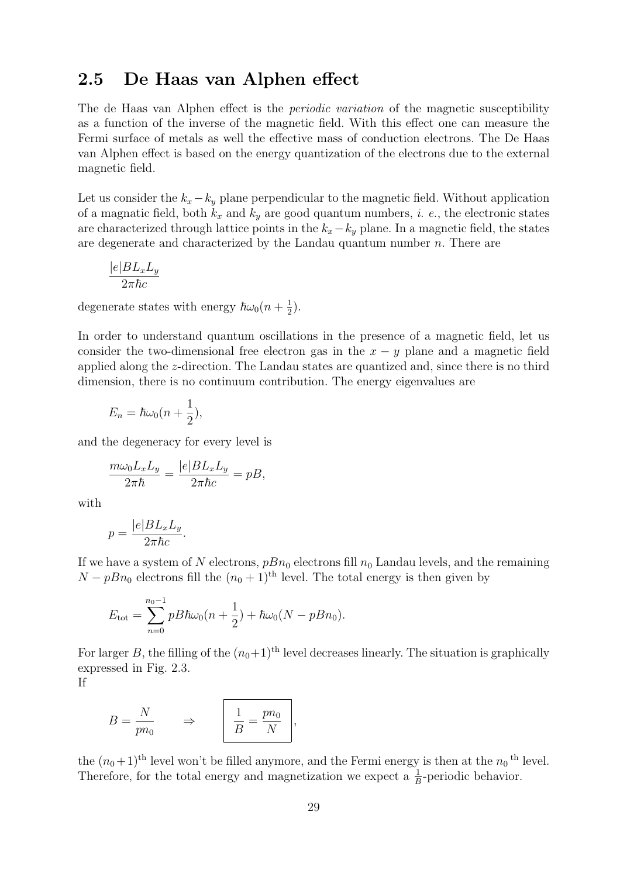## 2.5 De Haas van Alphen effect

The de Haas van Alphen effect is the *periodic variation* of the magnetic susceptibility as a function of the inverse of the magnetic field. With this effect one can measure the Fermi surface of metals as well the effective mass of conduction electrons. The De Haas van Alphen effect is based on the energy quantization of the electrons due to the external magnetic field.

Let us consider the $k_x - k_y$ plane perpendicular to the magnetic field. Without application of a magnatic field, both $k_x$ and $k_y$ are good quantum numbers, *i. e.*, the electronic states are characterized through lattice points in the $k_x - k_y$ plane. In a magnetic field, the states are degenerate and characterized by the Landau quantum number $n$. There are

$$\frac{|e|BL_xL_y}{2\pi\hbar c}$$

degenerate states with energy $\hbar\omega_0(n + \frac{1}{2})$.

In order to understand quantum oscillations in the presence of a magnetic field, let us consider the two-dimensional free electron gas in the $x - y$ plane and a magnetic field applied along the $z$-direction. The Landau states are quantized and, since there is no third dimension, there is no continuum contribution. The energy eigenvalues are

$$E_n = \hbar\omega_0(n + \frac{1}{2}),$$

and the degeneracy for every level is

$$\frac{m\omega_0 L_xL_y}{2\pi\hbar} = \frac{|e|BL_xL_y}{2\pi\hbar c} = pB,$$

with

$$p = \frac{|e|BL_xL_y}{2\pi\hbar c}.$$

If we have a system of $N$ electrons, $pBn_0$ electrons fill $n_0$ Landau levels, and the remaining $N - pBn_0$ electrons fill the $(n_0 + 1)^{\text{th}}$ level. The total energy is then given by

$$E_{\text{tot}} = \sum_{n=0}^{n_0-1} pB\hbar\omega_0(n + \frac{1}{2}) + \hbar\omega_0(N - pBn_0).$$

For larger $B$, the filling of the $(n_0+1)^{\text{th}}$ level decreases linearly. The situation is graphically expressed in Fig. 2.3.
If

$$B = \frac{N}{pn_0} \qquad \Rightarrow \qquad \boxed{\frac{1}{B} = \frac{pn_0}{N}},$$

the $(n_0+1)^{\text{th}}$ level won't be filled anymore, and the Fermi energy is then at the $n_0{}^{\text{th}}$ level. Therefore, for the total energy and magnetization we expect a $\frac{1}{B}$-periodic behavior.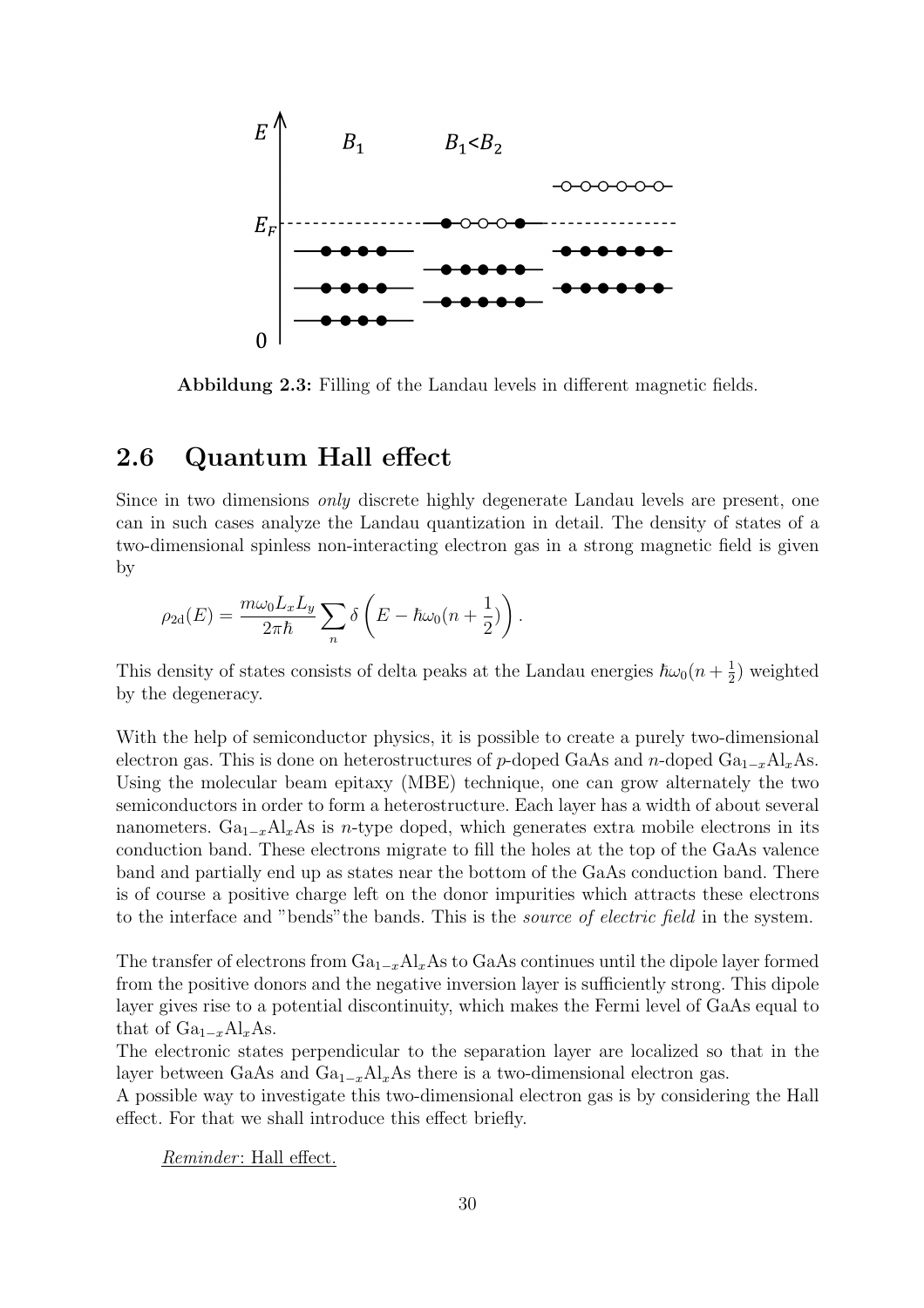**Abbildung 2.3:** Filling of the Landau levels in different magnetic fields.

## 2.6 Quantum Hall effect

Since in two dimensions *only* discrete highly degenerate Landau levels are present, one can in such cases analyze the Landau quantization in detail. The density of states of a two-dimensional spinless non-interacting electron gas in a strong magnetic field is given by

$$\rho_{2d}(E) = \frac{m\omega_0 L_x L_y}{2\pi\hbar} \sum_n \delta\left(E - \hbar\omega_0(n + \frac{1}{2})\right).$$

This density of states consists of delta peaks at the Landau energies $\hbar\omega_0(n + \frac{1}{2})$ weighted by the degeneracy.

With the help of semiconductor physics, it is possible to create a purely two-dimensional electron gas. This is done on heterostructures of $p$-doped GaAs and $n$-doped $Ga_{1-x}Al_xAs$. Using the molecular beam epitaxy (MBE) technique, one can grow alternately the two semiconductors in order to form a heterostructure. Each layer has a width of about several nanometers. $Ga_{1-x}Al_xAs$ is $n$-type doped, which generates extra mobile electrons in its conduction band. These electrons migrate to fill the holes at the top of the GaAs valence band and partially end up as states near the bottom of the GaAs conduction band. There is of course a positive charge left on the donor impurities which attracts these electrons to the interface and "bends"the bands. This is the *source of electric field* in the system.

The transfer of electrons from $Ga_{1-x}Al_xAs$ to GaAs continues until the dipole layer formed from the positive donors and the negative inversion layer is sufficiently strong. This dipole layer gives rise to a potential discontinuity, which makes the Fermi level of GaAs equal to that of $Ga_{1-x}Al_xAs$.
The electronic states perpendicular to the separation layer are localized so that in the layer between GaAs and $Ga_{1-x}Al_xAs$ there is a two-dimensional electron gas.
A possible way to investigate this two-dimensional electron gas is by considering the Hall effect. For that we shall introduce this effect briefly.

*Reminder*: Hall effect.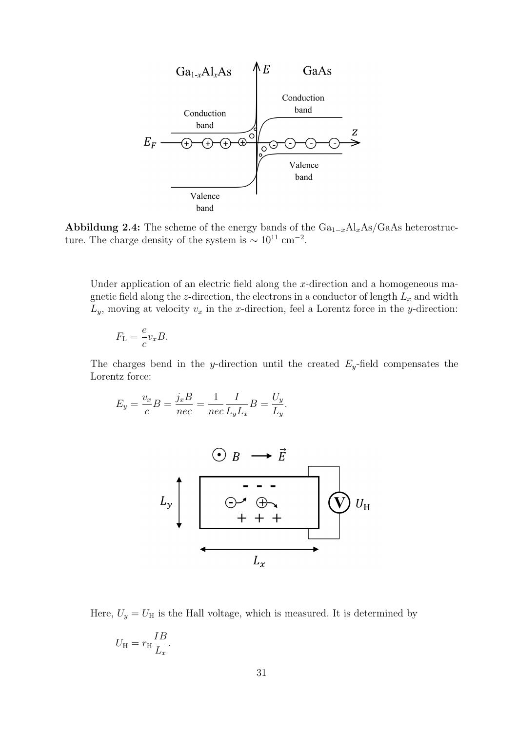**Abbildung 2.4:** The scheme of the energy bands of the $Ga_{1-x}Al_xAs$/GaAs heterostructure. The charge density of the system is $\sim 10^{11}$ cm$^{-2}$.

Under application of an electric field along the $x$-direction and a homogeneous magnetic field along the $z$-direction, the electrons in a conductor of length $L_x$ and width $L_y$, moving at velocity $v_x$ in the $x$-direction, feel a Lorentz force in the $y$-direction:

$$F_{\mathrm{L}} = \frac{e}{c} v_x B.$$

The charges bend in the $y$-direction until the created $E_y$-field compensates the Lorentz force:

$$E_y = \frac{v_x}{c} B = \frac{j_x B}{nec} = \frac{1}{nec} \frac{I}{L_y L_x} B = \frac{U_y}{L_y}.$$

Here, $U_y = U_{\mathrm{H}}$ is the Hall voltage, which is measured. It is determined by

$$U_{\mathrm{H}} = r_{\mathrm{H}} \frac{IB}{L_x}.$$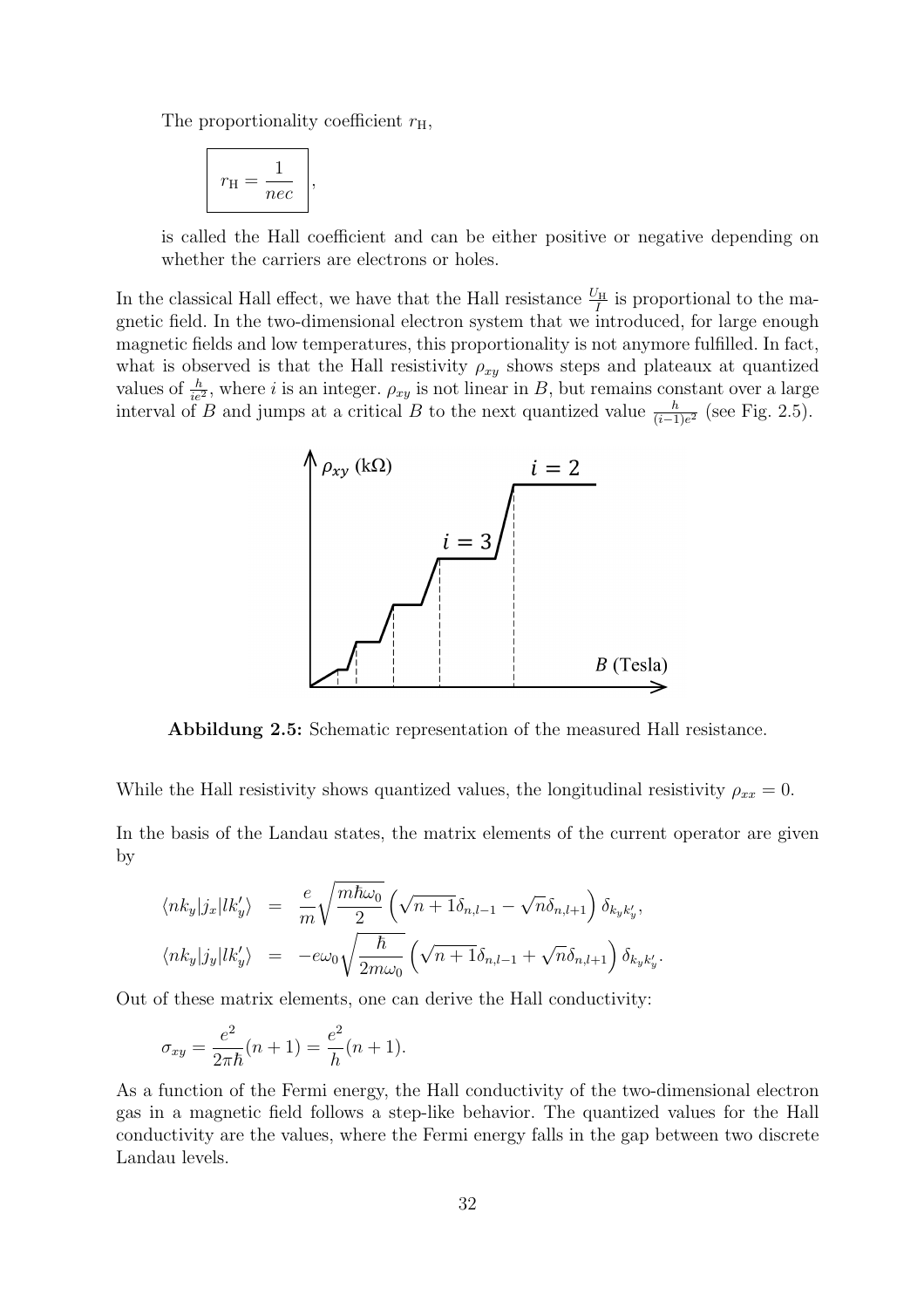The proportionality coefficient $r_{\mathrm{H}}$,

$$\boxed{r_{\mathrm{H}} = \frac{1}{nec}},$$

is called the Hall coefficient and can be either positive or negative depending on whether the carriers are electrons or holes.

In the classical Hall effect, we have that the Hall resistance $\frac{U_{\mathrm{H}}}{I}$ is proportional to the magnetic field. In the two-dimensional electron system that we introduced, for large enough magnetic fields and low temperatures, this proportionality is not anymore fulfilled. In fact, what is observed is that the Hall resistivity $\rho_{xy}$ shows steps and plateaux at quantized values of $\frac{h}{ie^2}$, where $i$ is an integer. $\rho_{xy}$ is not linear in $B$, but remains constant over a large interval of $B$ and jumps at a critical $B$ to the next quantized value $\frac{h}{(i-1)e^2}$ (see Fig. 2.5).

**Abbildung 2.5:** Schematic representation of the measured Hall resistance.

While the Hall resistivity shows quantized values, the longitudinal resistivity $\rho_{xx} = 0$.

In the basis of the Landau states, the matrix elements of the current operator are given by

$$\begin{aligned}
\langle nk_y | j_x | lk_y' \rangle &= \frac{e}{m}\sqrt{\frac{m\hbar\omega_0}{2}}\left(\sqrt{n+1}\delta_{n,l-1} - \sqrt{n}\delta_{n,l+1}\right)\delta_{k_y k_y'}, \\
\langle nk_y | j_y | lk_y' \rangle &= -e\omega_0\sqrt{\frac{\hbar}{2m\omega_0}}\left(\sqrt{n+1}\delta_{n,l-1} + \sqrt{n}\delta_{n,l+1}\right)\delta_{k_y k_y'}.
\end{aligned}$$

Out of these matrix elements, one can derive the Hall conductivity:

$$\sigma_{xy} = \frac{e^2}{2\pi\hbar}(n+1) = \frac{e^2}{h}(n+1).$$

As a function of the Fermi energy, the Hall conductivity of the two-dimensional electron gas in a magnetic field follows a step-like behavior. The quantized values for the Hall conductivity are the values, where the Fermi energy falls in the gap between two discrete Landau levels.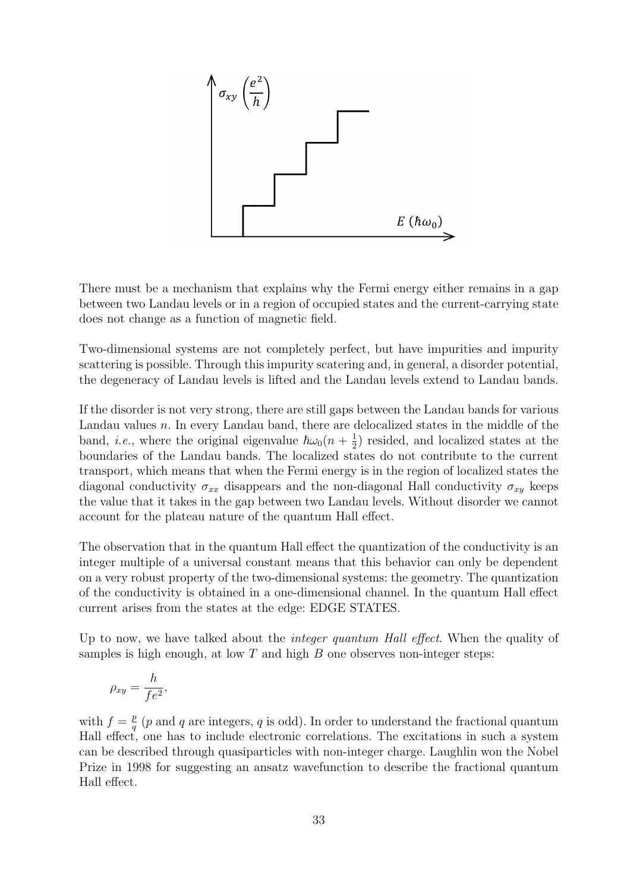$\sigma_{xy}\left(\frac{e^2}{h}\right)$

$E\ (\hbar\omega_0)$

There must be a mechanism that explains why the Fermi energy either remains in a gap between two Landau levels or in a region of occupied states and the current-carrying state does not change as a function of magnetic field.

Two-dimensional systems are not completely perfect, but have impurities and impurity scattering is possible. Through this impurity scatering and, in general, a disorder potential, the degeneracy of Landau levels is lifted and the Landau levels extend to Landau bands.

If the disorder is not very strong, there are still gaps between the Landau bands for various Landau values $n$. In every Landau band, there are delocalized states in the middle of the band, *i.e.*, where the original eigenvalue $\hbar\omega_0(n + \frac{1}{2})$ resided, and localized states at the boundaries of the Landau bands. The localized states do not contribute to the current transport, which means that when the Fermi energy is in the region of localized states the diagonal conductivity $\sigma_{xx}$ disappears and the non-diagonal Hall conductivity $\sigma_{xy}$ keeps the value that it takes in the gap between two Landau levels. Without disorder we cannot account for the plateau nature of the quantum Hall effect.

The observation that in the quantum Hall effect the quantization of the conductivity is an integer multiple of a universal constant means that this behavior can only be dependent on a very robust property of the two-dimensional systems: the geometry. The quantization of the conductivity is obtained in a one-dimensional channel. In the quantum Hall effect current arises from the states at the edge: EDGE STATES.

Up to now, we have talked about the *integer quantum Hall effect*. When the quality of samples is high enough, at low $T$ and high $B$ one observes non-integer steps:

$$\rho_{xy} = \frac{h}{fe^2},$$

with $f = \frac{p}{q}$ ($p$ and $q$ are integers, $q$ is odd). In order to understand the fractional quantum Hall effect, one has to include electronic correlations. The excitations in such a system can be described through quasiparticles with non-integer charge. Laughlin won the Nobel Prize in 1998 for suggesting an ansatz wavefunction to describe the fractional quantum Hall effect.